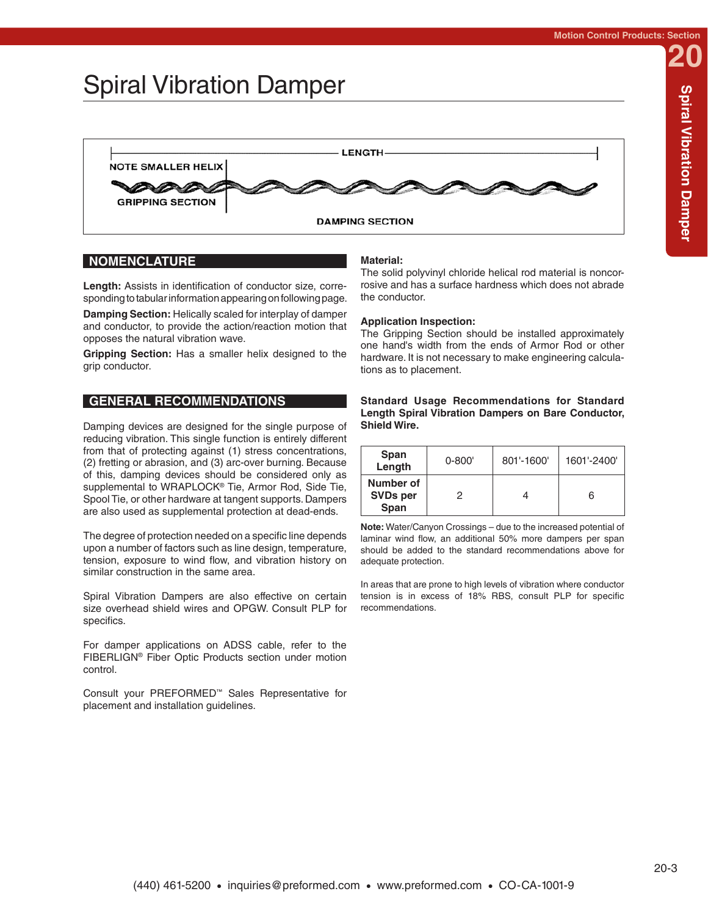# Spiral Vibration Damper

LENGTH

NOTE SMALLER HELIX

GRIPPING SECTION

DAMPING SECTION

## NOMENCLATURE

**Length:** Assists in identification of conductor size, corresponding to tabular information appearing on following page.

**Damping Section:** Helically scaled for interplay of damper and conductor, to provide the action/reaction motion that opposes the natural vibration wave.

**Gripping Section:** Has a smaller helix designed to the grip conductor.

## GENERAL RECOMMENDATIONS

Damping devices are designed for the single purpose of reducing vibration. This single function is entirely different from that of protecting against (1) stress concentrations, (2) fretting or abrasion, and (3) arc-over burning. Because of this, damping devices should be considered only as supplemental to WRAPLOCK® Tie, Armor Rod, Side Tie, Spool Tie, or other hardware at tangent supports. Dampers are also used as supplemental protection at dead-ends.

The degree of protection needed on a specific line depends upon a number of factors such as line design, temperature, tension, exposure to wind flow, and vibration history on similar construction in the same area.

Spiral Vibration Dampers are also effective on certain size overhead shield wires and OPGW. Consult PLP for specifics.

For damper applications on ADSS cable, refer to the FIBERLIGN® Fiber Optic Products section under motion control.

Consult your PREFORMED™ Sales Representative for placement and installation guidelines.

**Material:**

The solid polyvinyl chloride helical rod material is noncorrosive and has a surface hardness which does not abrade the conductor.

**Application Inspection:**

The Gripping Section should be installed approximately one hand's width from the ends of Armor Rod or other hardware. It is not necessary to make engineering calculations as to placement.

**Standard Usage Recommendations for Standard Length Spiral Vibration Dampers on Bare Conductor, Shield Wire.**

| Span Length | 0-800' | 801'-1600' | 1601'-2400' |
|---|---|---|---|
| Number of SVDs per Span | 2 | 4 | 6 |

**Note:** Water/Canyon Crossings – due to the increased potential of laminar wind flow, an additional 50% more dampers per span should be added to the standard recommendations above for adequate protection.

In areas that are prone to high levels of vibration where conductor tension is in excess of 18% RBS, consult PLP for specific recommendations.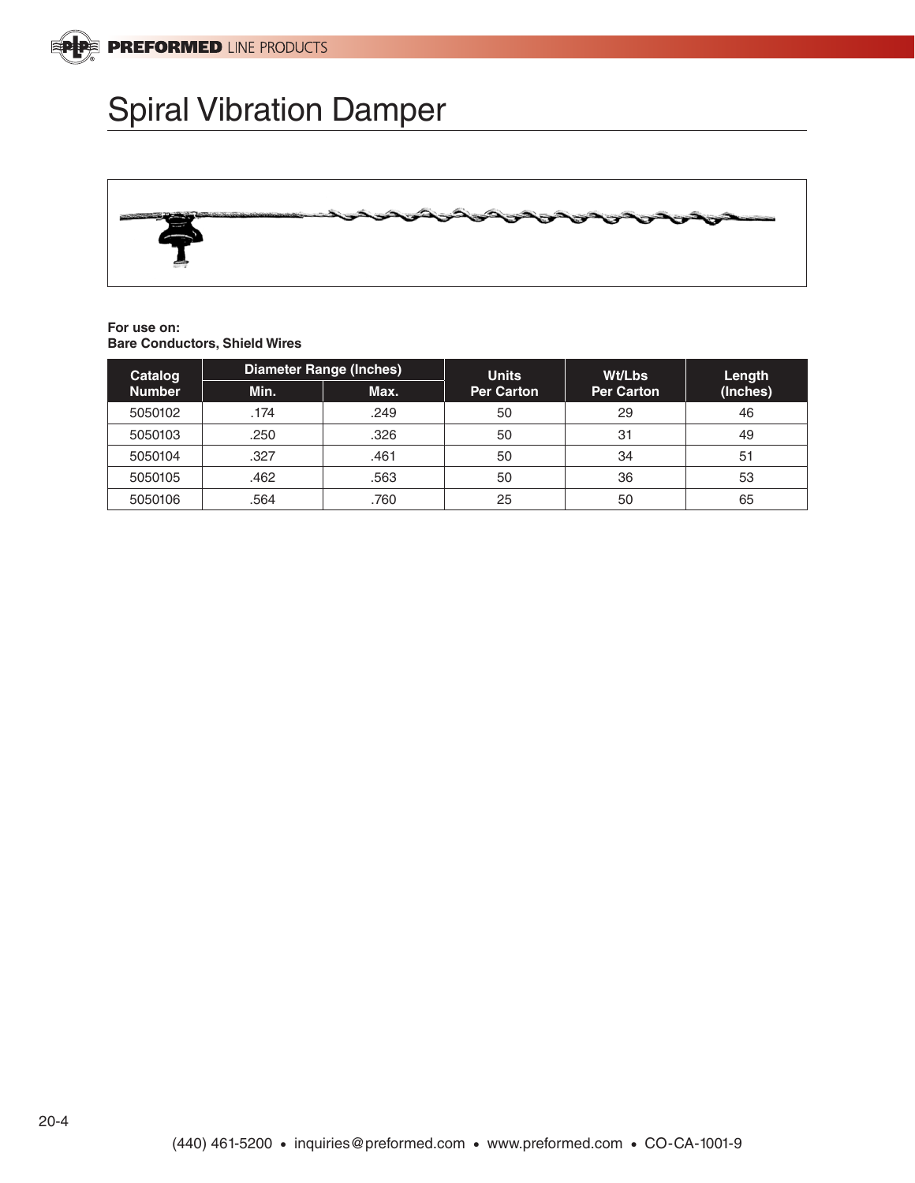# Spiral Vibration Damper

**For use on:**
**Bare Conductors, Shield Wires**

| Catalog Number | Diameter Range (Inches) | | Units Per Carton | Wt/Lbs Per Carton | Length (Inches) |
|---|---|---|---|---|---|
| | Min. | Max. | | | |
| 5050102 | .174 | .249 | 50 | 29 | 46 |
| 5050103 | .250 | .326 | 50 | 31 | 49 |
| 5050104 | .327 | .461 | 50 | 34 | 51 |
| 5050105 | .462 | .563 | 50 | 36 | 53 |
| 5050106 | .564 | .760 | 25 | 50 | 65 |

(440) 461-5200 • inquiries@preformed.com • www.preformed.com • CO-CA-1001-9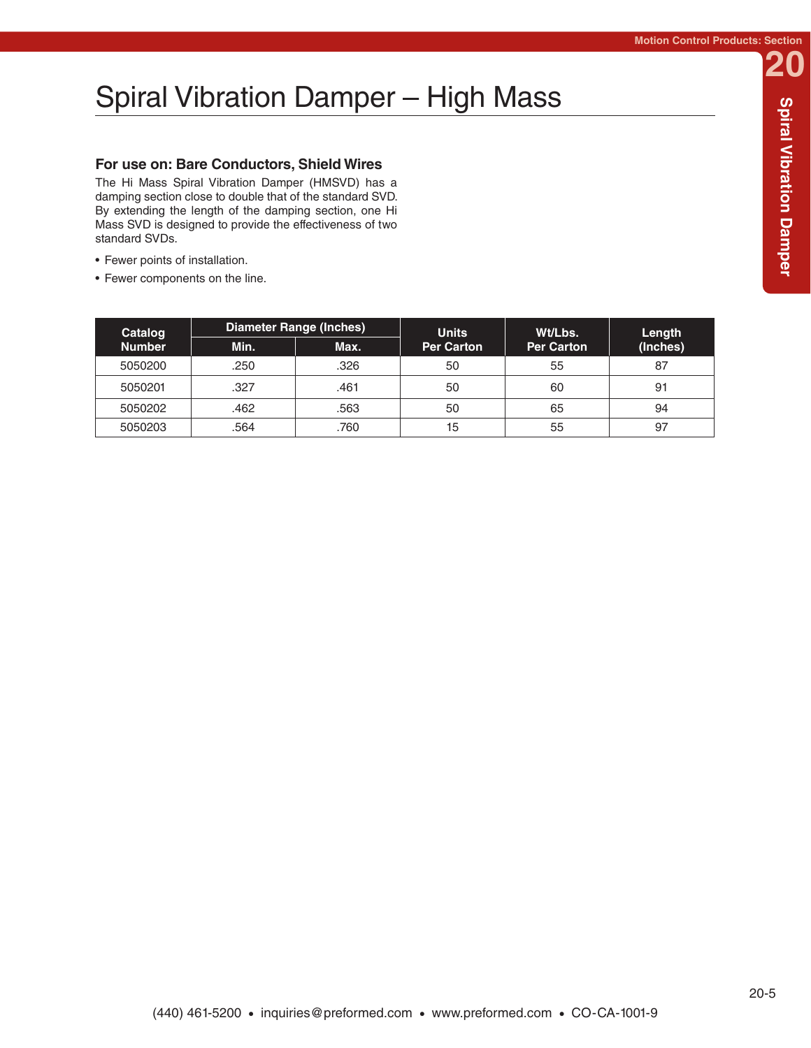# Spiral Vibration Damper – High Mass

### For use on: Bare Conductors, Shield Wires

The Hi Mass Spiral Vibration Damper (HMSVD) has a damping section close to double that of the standard SVD. By extending the length of the damping section, one Hi Mass SVD is designed to provide the effectiveness of two standard SVDs.

- Fewer points of installation.
- Fewer components on the line.

| Catalog Number | Diameter Range (Inches) | | Units Per Carton | Wt/Lbs. Per Carton | Length (Inches) |
|---|---|---|---|---|---|
| | Min. | Max. | | | |
| 5050200 | .250 | .326 | 50 | 55 | 87 |
| 5050201 | .327 | .461 | 50 | 60 | 91 |
| 5050202 | .462 | .563 | 50 | 65 | 94 |
| 5050203 | .564 | .760 | 15 | 55 | 97 |